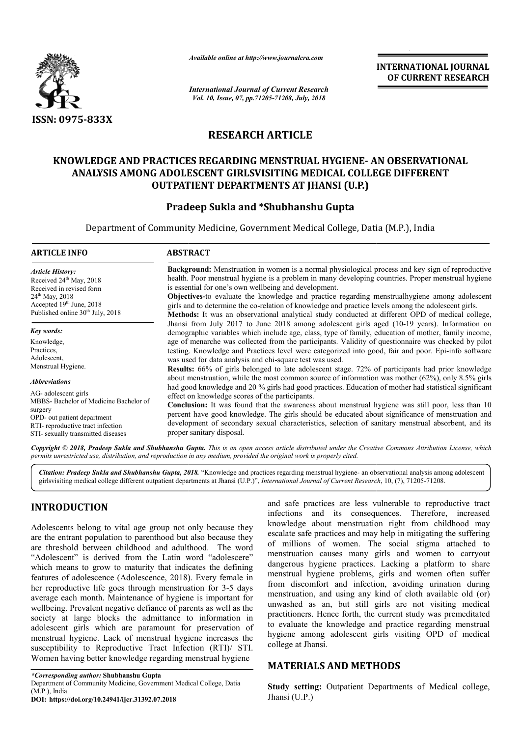*Available online at http://www.journalcra.com*

*International Journal of Current Research*
*Vol. 10, Issue, 07, pp.71205-71208, July, 2018*

**INTERNATIONAL JOURNAL OF CURRENT RESEARCH**

ISSN: 0975-833X

## RESEARCH ARTICLE

# KNOWLEDGE AND PRACTICES REGARDING MENSTRUAL HYGIENE- AN OBSERVATIONAL ANALYSIS AMONG ADOLESCENT GIRLSVISITING MEDICAL COLLEGE DIFFERENT OUTPATIENT DEPARTMENTS AT JHANSI (U.P.)

**Pradeep Sukla and \*Shubhanshu Gupta**

Department of Community Medicine, Government Medical College, Datia (M.P.), India

**ARTICLE INFO**

*Article History:*
Received 24th May, 2018
Received in revised form
24th May, 2018
Accepted 19th June, 2018
Published online 30th July, 2018

*Key words:*
Knowledge,
Practices,
Adolescent,
Menstrual Hygiene.

*Abbreviations*
AG- adolescent girls
MBBS- Bachelor of Medicine Bachelor of surgery
OPD- out patient department
RTI- reproductive tract infection
STI- sexually transmitted diseases

**ABSTRACT**

**Background:** Menstruation in women is a normal physiological process and key sign of reproductive health. Poor menstrual hygiene is a problem in many developing countries. Proper menstrual hygiene is essential for one's own wellbeing and development.

**Objectives-**to evaluate the knowledge and practice regarding menstrualhygiene among adolescent girls and to determine the co-relation of knowledge and practice levels among the adolescent girls.

**Methods:** It was an observational analytical study conducted at different OPD of medical college, Jhansi from July 2017 to June 2018 among adolescent girls aged (10-19 years). Information on demographic variables which include age, class, type of family, education of mother, family income, age of menarche was collected from the participants. Validity of questionnaire was checked by pilot testing. Knowledge and Practices level were categorized into good, fair and poor. Epi-info software was used for data analysis and chi-square test was used.

**Results:** 66% of girls belonged to late adolescent stage. 72% of participants had prior knowledge about menstruation, while the most common source of information was mother (62%), only 8.5% girls had good knowledge and 20 % girls had good practices. Education of mother had statistical significant effect on knowledge scores of the participants.

**Conclusion:** It was found that the awareness about menstrual hygiene was still poor, less than 10 percent have good knowledge. The girls should be educated about significance of menstruation and development of secondary sexual characteristics, selection of sanitary menstrual absorbent, and its proper sanitary disposal.

*Copyright © 2018, Pradeep Sukla and Shubhanshu Gupta. This is an open access article distributed under the Creative Commons Attribution License, which permits unrestricted use, distribution, and reproduction in any medium, provided the original work is properly cited.*

***Citation: Pradeep Sukla and Shubhanshu Gupta, 2018.*** "Knowledge and practices regarding menstrual hygiene- an observational analysis among adolescent girlsvisiting medical college different outpatient departments at Jhansi (U.P.)", *International Journal of Current Research*, 10, (7), 71205-71208.

## INTRODUCTION

Adolescents belong to vital age group not only because they are the entrant population to parenthood but also because they are threshold between childhood and adulthood. The word "Adolescent" is derived from the Latin word "adolescere" which means to grow to maturity that indicates the defining features of adolescence (Adolescence, 2018). Every female in her reproductive life goes through menstruation for 3-5 days average each month. Maintenance of hygiene is important for wellbeing. Prevalent negative defiance of parents as well as the society at large blocks the admittance to information in adolescent girls which are paramount for preservation of menstrual hygiene. Lack of menstrual hygiene increases the susceptibility to Reproductive Tract Infection (RTI)/ STI. Women having better knowledge regarding menstrual hygiene and safe practices are less vulnerable to reproductive tract infections and its consequences. Therefore, increased knowledge about menstruation right from childhood may escalate safe practices and may help in mitigating the suffering of millions of women. The social stigma attached to menstruation causes many girls and women to carryout dangerous hygiene practices. Lacking a platform to share menstrual hygiene problems, girls and women often suffer from discomfort and infection, avoiding urination during menstruation, and using any kind of cloth available old (or) unwashed as an, but still girls are not visiting medical practitioners. Hence forth, the current study was premeditated to evaluate the knowledge and practice regarding menstrual hygiene among adolescent girls visiting OPD of medical college at Jhansi.

## MATERIALS AND METHODS

**Study setting:** Outpatient Departments of Medical college, Jhansi (U.P.)

*\*Corresponding author:* **Shubhanshu Gupta**
Department of Community Medicine, Government Medical College, Datia (M.P.), India.
**DOI: https://doi.org/10.24941/ijcr.31392.07.2018**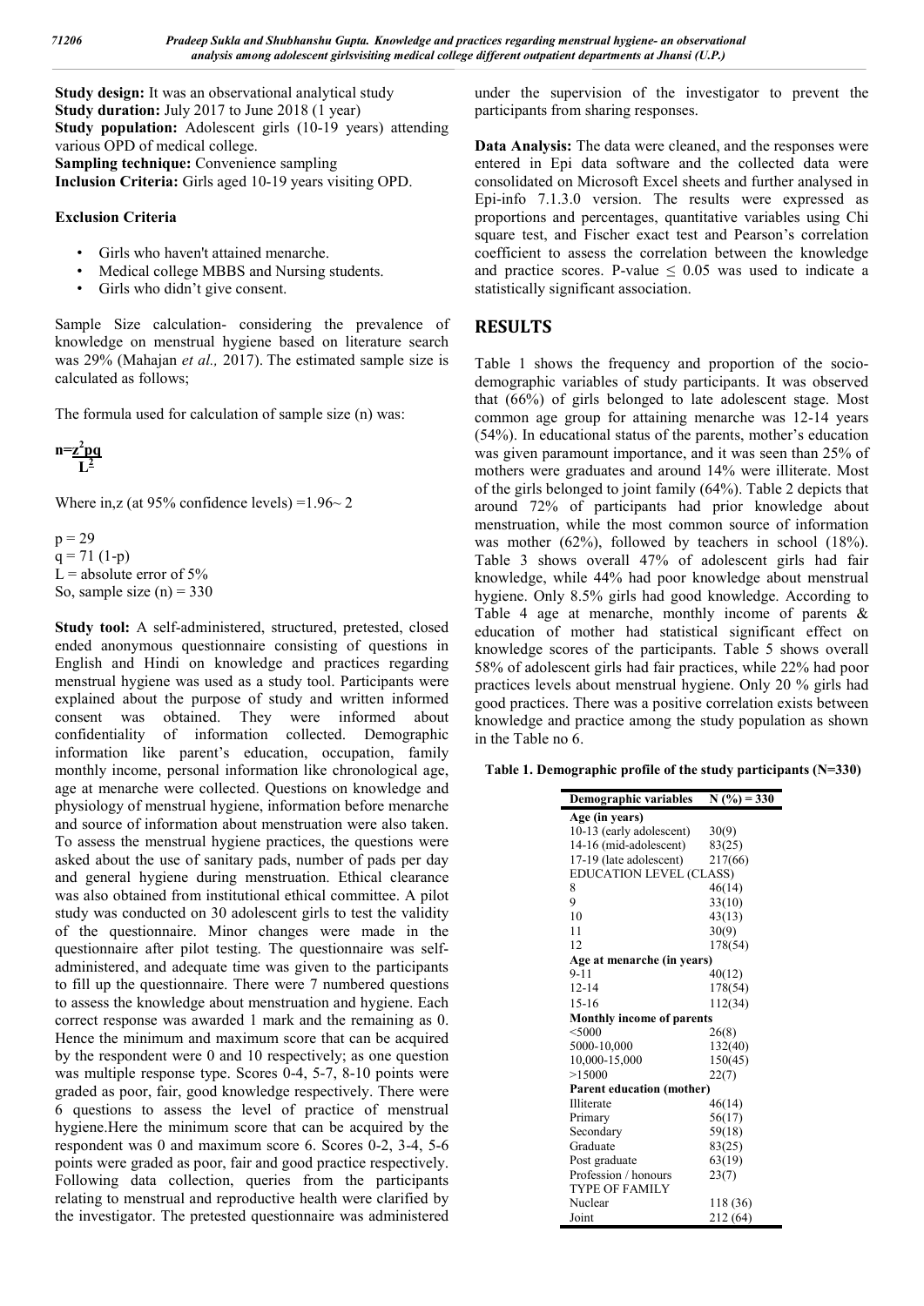**Study design:** It was an observational analytical study
**Study duration:** July 2017 to June 2018 (1 year)
**Study population:** Adolescent girls (10-19 years) attending various OPD of medical college.
**Sampling technique:** Convenience sampling
**Inclusion Criteria:** Girls aged 10-19 years visiting OPD.

**Exclusion Criteria**

- Girls who haven't attained menarche.
- Medical college MBBS and Nursing students.
- Girls who didn't give consent.

Sample Size calculation- considering the prevalence of knowledge on menstrual hygiene based on literature search was 29% (Mahajan *et al.,* 2017). The estimated sample size is calculated as follows;

The formula used for calculation of sample size (n) was:

$$n=\frac{z^2pq}{L^2}$$

Where in,z (at 95% confidence levels) =1.96~ 2

p = 29
q = 71 (1-p)
L = absolute error of 5%
So, sample size (n) = 330

**Study tool:** A self-administered, structured, pretested, closed ended anonymous questionnaire consisting of questions in English and Hindi on knowledge and practices regarding menstrual hygiene was used as a study tool. Participants were explained about the purpose of study and written informed consent was obtained. They were informed about confidentiality of information collected. Demographic information like parent's education, occupation, family monthly income, personal information like chronological age, age at menarche were collected. Questions on knowledge and physiology of menstrual hygiene, information before menarche and source of information about menstruation were also taken. To assess the menstrual hygiene practices, the questions were asked about the use of sanitary pads, number of pads per day and general hygiene during menstruation. Ethical clearance was also obtained from institutional ethical committee. A pilot study was conducted on 30 adolescent girls to test the validity of the questionnaire. Minor changes were made in the questionnaire after pilot testing. The questionnaire was self-administered, and adequate time was given to the participants to fill up the questionnaire. There were 7 numbered questions to assess the knowledge about menstruation and hygiene. Each correct response was awarded 1 mark and the remaining as 0. Hence the minimum and maximum score that can be acquired by the respondent were 0 and 10 respectively; as one question was multiple response type. Scores 0-4, 5-7, 8-10 points were graded as poor, fair, good knowledge respectively. There were 6 questions to assess the level of practice of menstrual hygiene.Here the minimum score that can be acquired by the respondent was 0 and maximum score 6. Scores 0-2, 3-4, 5-6 points were graded as poor, fair and good practice respectively. Following data collection, queries from the participants relating to menstrual and reproductive health were clarified by the investigator. The pretested questionnaire was administered under the supervision of the investigator to prevent the participants from sharing responses.

**Data Analysis:** The data were cleaned, and the responses were entered in Epi data software and the collected data were consolidated on Microsoft Excel sheets and further analysed in Epi-info 7.1.3.0 version. The results were expressed as proportions and percentages, quantitative variables using Chi square test, and Fischer exact test and Pearson's correlation coefficient to assess the correlation between the knowledge and practice scores. P-value $\leq$ 0.05 was used to indicate a statistically significant association.

## RESULTS

Table 1 shows the frequency and proportion of the socio-demographic variables of study participants. It was observed that (66%) of girls belonged to late adolescent stage. Most common age group for attaining menarche was 12-14 years (54%). In educational status of the parents, mother's education was given paramount importance, and it was seen than 25% of mothers were graduates and around 14% were illiterate. Most of the girls belonged to joint family (64%). Table 2 depicts that around 72% of participants had prior knowledge about menstruation, while the most common source of information was mother (62%), followed by teachers in school (18%). Table 3 shows overall 47% of adolescent girls had fair knowledge, while 44% had poor knowledge about menstrual hygiene. Only 8.5% girls had good knowledge. According to Table 4 age at menarche, monthly income of parents & education of mother had statistical significant effect on knowledge scores of the participants. Table 5 shows overall 58% of adolescent girls had fair practices, while 22% had poor practices levels about menstrual hygiene. Only 20 % girls had good practices. There was a positive correlation exists between knowledge and practice among the study population as shown in the Table no 6.

**Table 1. Demographic profile of the study participants (N=330)**

| Demographic variables | N (%) = 330 |
|---|---|
| **Age (in years)** | |
| 10-13 (early adolescent) | 30(9) |
| 14-16 (mid-adolescent) | 83(25) |
| 17-19 (late adolescent) | 217(66) |
| EDUCATION LEVEL (CLASS) | |
| 8 | 46(14) |
| 9 | 33(10) |
| 10 | 43(13) |
| 11 | 30(9) |
| 12 | 178(54) |
| **Age at menarche (in years)** | |
| 9-11 | 40(12) |
| 12-14 | 178(54) |
| 15-16 | 112(34) |
| **Monthly income of parents** | |
| <5000 | 26(8) |
| 5000-10,000 | 132(40) |
| 10,000-15,000 | 150(45) |
| >15000 | 22(7) |
| **Parent education (mother)** | |
| Illiterate | 46(14) |
| Primary | 56(17) |
| Secondary | 59(18) |
| Graduate | 83(25) |
| Post graduate | 63(19) |
| Profession / honours | 23(7) |
| TYPE OF FAMILY | |
| Nuclear | 118 (36) |
| Joint | 212 (64) |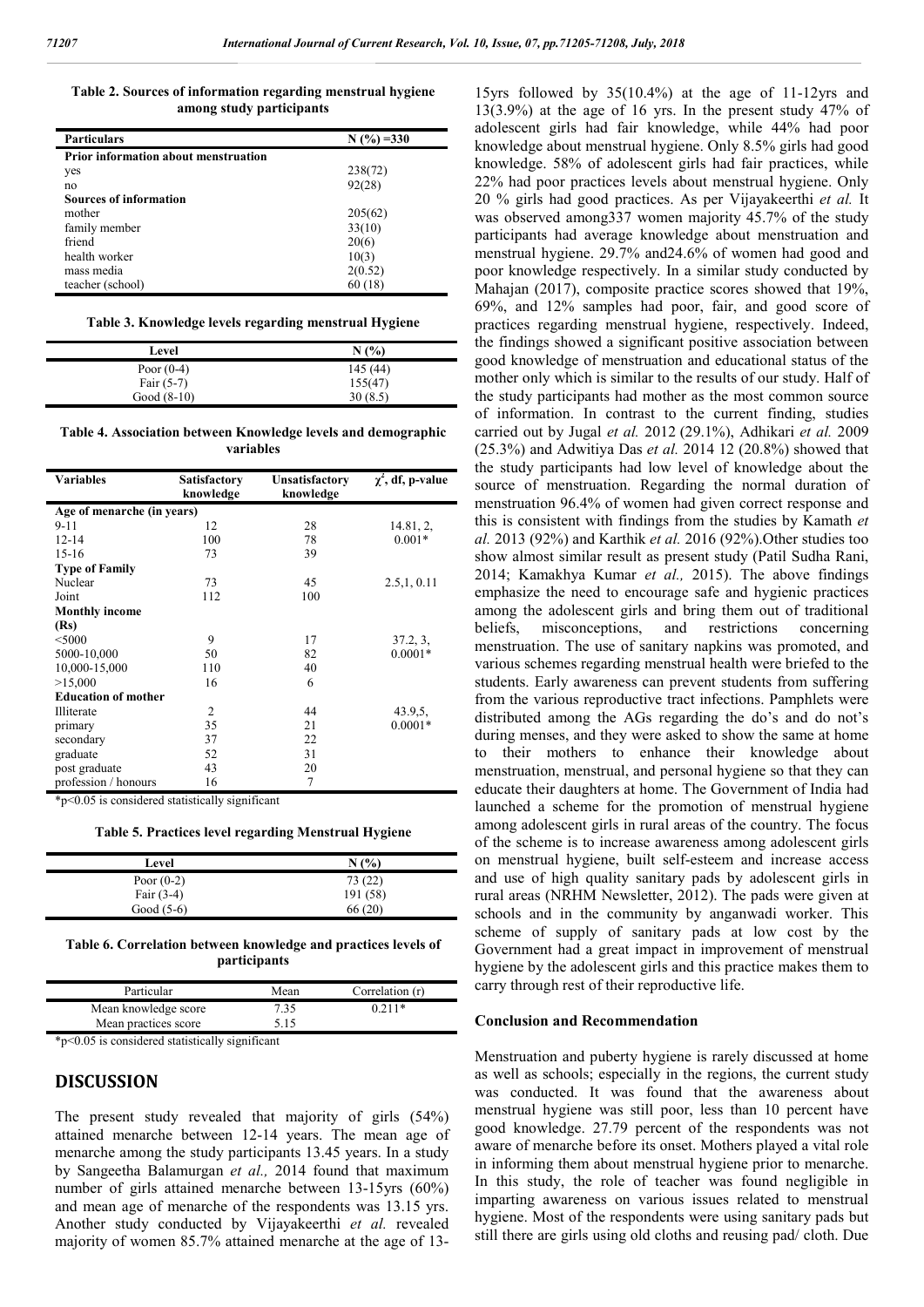**Table 2. Sources of information regarding menstrual hygiene among study participants**

| Particulars | N (%) =330 |
|---|---|
| **Prior information about menstruation** | |
| yes | 238(72) |
| no | 92(28) |
| **Sources of information** | |
| mother | 205(62) |
| family member | 33(10) |
| friend | 20(6) |
| health worker | 10(3) |
| mass media | 2(0.52) |
| teacher (school) | 60 (18) |

**Table 3. Knowledge levels regarding menstrual Hygiene**

| Level | N (%) |
|---|---|
| Poor (0-4) | 145 (44) |
| Fair (5-7) | 155(47) |
| Good (8-10) | 30 (8.5) |

**Table 4. Association between Knowledge levels and demographic variables**

| Variables | Satisfactory knowledge | Unsatisfactory knowledge | $\chi^2$, df, p-value |
|---|---|---|---|
| **Age of menarche (in years)** | | | |
| 9-11 | 12 | 28 | 14.81, 2, |
| 12-14 | 100 | 78 | 0.001* |
| 15-16 | 73 | 39 | |
| **Type of Family** | | | |
| Nuclear | 73 | 45 | 2.5,1, 0.11 |
| Joint | 112 | 100 | |
| **Monthly income (Rs)** | | | |
| <5000 | 9 | 17 | 37.2, 3, |
| 5000-10,000 | 50 | 82 | 0.0001* |
| 10,000-15,000 | 110 | 40 | |
| >15,000 | 16 | 6 | |
| **Education of mother** | | | |
| Illiterate | 2 | 44 | 43.9,5, |
| primary | 35 | 21 | 0.0001* |
| secondary | 37 | 22 | |
| graduate | 52 | 31 | |
| post graduate | 43 | 20 | |
| profession / honours | 16 | 7 | |

*p<0.05 is considered statistically significant

**Table 5. Practices level regarding Menstrual Hygiene**

| Level | N (%) |
|---|---|
| Poor (0-2) | 73 (22) |
| Fair (3-4) | 191 (58) |
| Good (5-6) | 66 (20) |

**Table 6. Correlation between knowledge and practices levels of participants**

| Particular | Mean | Correlation (r) |
|---|---|---|
| Mean knowledge score | 7.35 | 0.211* |
| Mean practices score | 5.15 | |

*p<0.05 is considered statistically significant

## DISCUSSION

The present study revealed that majority of girls (54%) attained menarche between 12-14 years. The mean age of menarche among the study participants 13.45 years. In a study by Sangeetha Balamurgan *et al.,* 2014 found that maximum number of girls attained menarche between 13-15yrs (60%) and mean age of menarche of the respondents was 13.15 yrs. Another study conducted by Vijayakeerthi *et al.* revealed majority of women 85.7% attained menarche at the age of 13-15yrs followed by 35(10.4%) at the age of 11-12yrs and 13(3.9%) at the age of 16 yrs. In the present study 47% of adolescent girls had fair knowledge, while 44% had poor knowledge about menstrual hygiene. Only 8.5% girls had good knowledge. 58% of adolescent girls had fair practices, while 22% had poor practices levels about menstrual hygiene. Only 20 % girls had good practices. As per Vijayakeerthi *et al.* It was observed among337 women majority 45.7% of the study participants had average knowledge about menstruation and menstrual hygiene. 29.7% and24.6% of women had good and poor knowledge respectively. In a similar study conducted by Mahajan (2017), composite practice scores showed that 19%, 69%, and 12% samples had poor, fair, and good score of practices regarding menstrual hygiene, respectively. Indeed, the findings showed a significant positive association between good knowledge of menstruation and educational status of the mother only which is similar to the results of our study. Half of the study participants had mother as the most common source of information. In contrast to the current finding, studies carried out by Jugal *et al.* 2012 (29.1%), Adhikari *et al.* 2009 (25.3%) and Adwitiya Das *et al.* 2014 12 (20.8%) showed that the study participants had low level of knowledge about the source of menstruation. Regarding the normal duration of menstruation 96.4% of women had given correct response and this is consistent with findings from the studies by Kamath *et al.* 2013 (92%) and Karthik *et al.* 2016 (92%).Other studies too show almost similar result as present study (Patil Sudha Rani, 2014; Kamakhya Kumar *et al.,* 2015). The above findings emphasize the need to encourage safe and hygienic practices among the adolescent girls and bring them out of traditional beliefs, misconceptions, and restrictions concerning menstruation. The use of sanitary napkins was promoted, and various schemes regarding menstrual health were briefed to the students. Early awareness can prevent students from suffering from the various reproductive tract infections. Pamphlets were distributed among the AGs regarding the do's and do not's during menses, and they were asked to show the same at home to their mothers to enhance their knowledge about menstruation, menstrual, and personal hygiene so that they can educate their daughters at home. The Government of India had launched a scheme for the promotion of menstrual hygiene among adolescent girls in rural areas of the country. The focus of the scheme is to increase awareness among adolescent girls on menstrual hygiene, built self-esteem and increase access and use of high quality sanitary pads by adolescent girls in rural areas (NRHM Newsletter, 2012). The pads were given at schools and in the community by anganwadi worker. This scheme of supply of sanitary pads at low cost by the Government had a great impact in improvement of menstrual hygiene by the adolescent girls and this practice makes them to carry through rest of their reproductive life.

### Conclusion and Recommendation

Menstruation and puberty hygiene is rarely discussed at home as well as schools; especially in the regions, the current study was conducted. It was found that the awareness about menstrual hygiene was still poor, less than 10 percent have good knowledge. 27.79 percent of the respondents was not aware of menarche before its onset. Mothers played a vital role in informing them about menstrual hygiene prior to menarche. In this study, the role of teacher was found negligible in imparting awareness on various issues related to menstrual hygiene. Most of the respondents were using sanitary pads but still there are girls using old cloths and reusing pad/ cloth. Due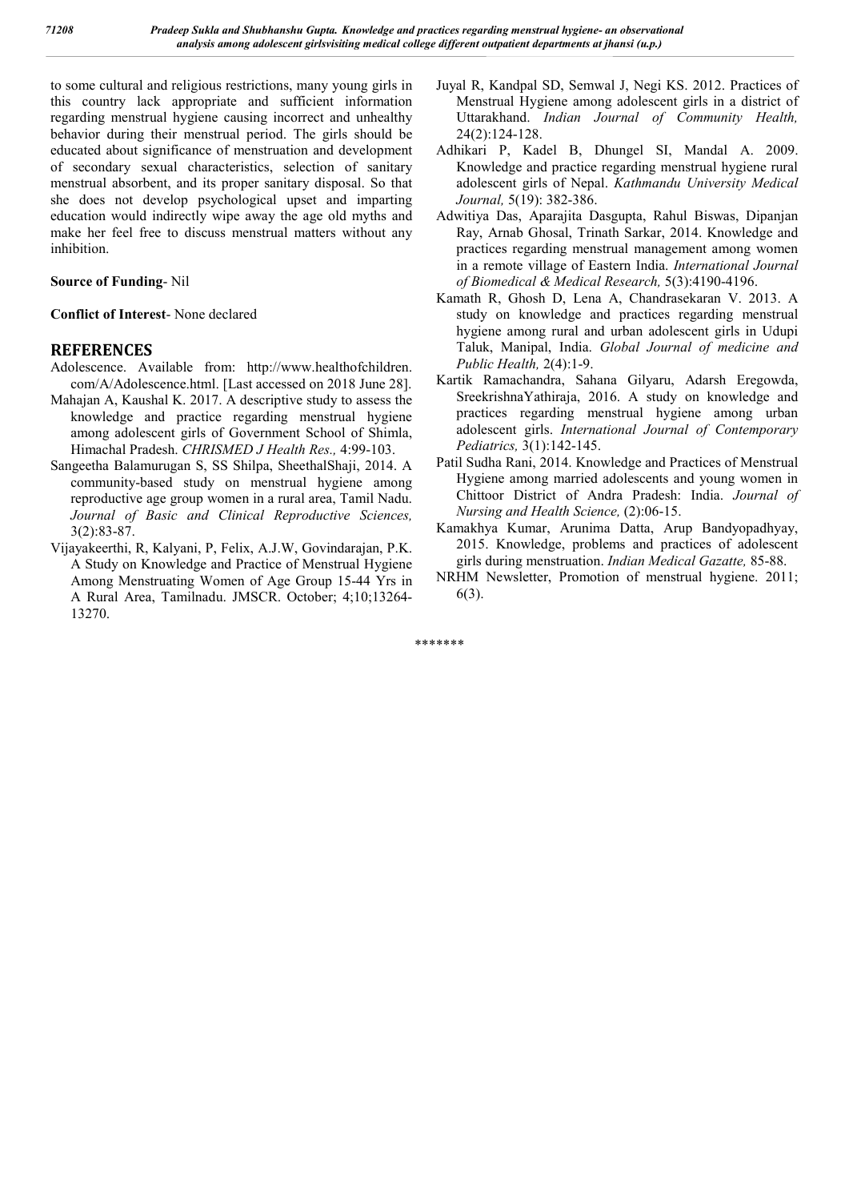to some cultural and religious restrictions, many young girls in this country lack appropriate and sufficient information regarding menstrual hygiene causing incorrect and unhealthy behavior during their menstrual period. The girls should be educated about significance of menstruation and development of secondary sexual characteristics, selection of sanitary menstrual absorbent, and its proper sanitary disposal. So that she does not develop psychological upset and imparting education would indirectly wipe away the age old myths and make her feel free to discuss menstrual matters without any inhibition.

**Source of Funding**- Nil

**Conflict of Interest**- None declared

## REFERENCES

Adolescence. Available from: http://www.healthofchildren.com/A/Adolescence.html. [Last accessed on 2018 June 28].

Mahajan A, Kaushal K. 2017. A descriptive study to assess the knowledge and practice regarding menstrual hygiene among adolescent girls of Government School of Shimla, Himachal Pradesh. *CHRISMED J Health Res.,* 4:99-103.

Sangeetha Balamurugan S, SS Shilpa, SheethalShaji, 2014. A community-based study on menstrual hygiene among reproductive age group women in a rural area, Tamil Nadu. *Journal of Basic and Clinical Reproductive Sciences,* 3(2):83-87.

Vijayakeerthi, R, Kalyani, P, Felix, A.J.W, Govindarajan, P.K. A Study on Knowledge and Practice of Menstrual Hygiene Among Menstruating Women of Age Group 15-44 Yrs in A Rural Area, Tamilnadu. JMSCR. October; 4;10;13264-13270.

Juyal R, Kandpal SD, Semwal J, Negi KS. 2012. Practices of Menstrual Hygiene among adolescent girls in a district of Uttarakhand. *Indian Journal of Community Health,* 24(2):124-128.

Adhikari P, Kadel B, Dhungel SI, Mandal A. 2009. Knowledge and practice regarding menstrual hygiene rural adolescent girls of Nepal. *Kathmandu University Medical Journal,* 5(19): 382-386.

Adwitiya Das, Aparajita Dasgupta, Rahul Biswas, Dipanjan Ray, Arnab Ghosal, Trinath Sarkar, 2014. Knowledge and practices regarding menstrual management among women in a remote village of Eastern India. *International Journal of Biomedical & Medical Research,* 5(3):4190-4196.

Kamath R, Ghosh D, Lena A, Chandrasekaran V. 2013. A study on knowledge and practices regarding menstrual hygiene among rural and urban adolescent girls in Udupi Taluk, Manipal, India. *Global Journal of medicine and Public Health,* 2(4):1-9.

Kartik Ramachandra, Sahana Gilyaru, Adarsh Eregowda, SreekrishnaYathiraja, 2016. A study on knowledge and practices regarding menstrual hygiene among urban adolescent girls. *International Journal of Contemporary Pediatrics,* 3(1):142-145.

Patil Sudha Rani, 2014. Knowledge and Practices of Menstrual Hygiene among married adolescents and young women in Chittoor District of Andra Pradesh: India. *Journal of Nursing and Health Science,* (2):06-15.

Kamakhya Kumar, Arunima Datta, Arup Bandyopadhyay, 2015. Knowledge, problems and practices of adolescent girls during menstruation. *Indian Medical Gazatte,* 85-88.

NRHM Newsletter, Promotion of menstrual hygiene. 2011; 6(3).

*******